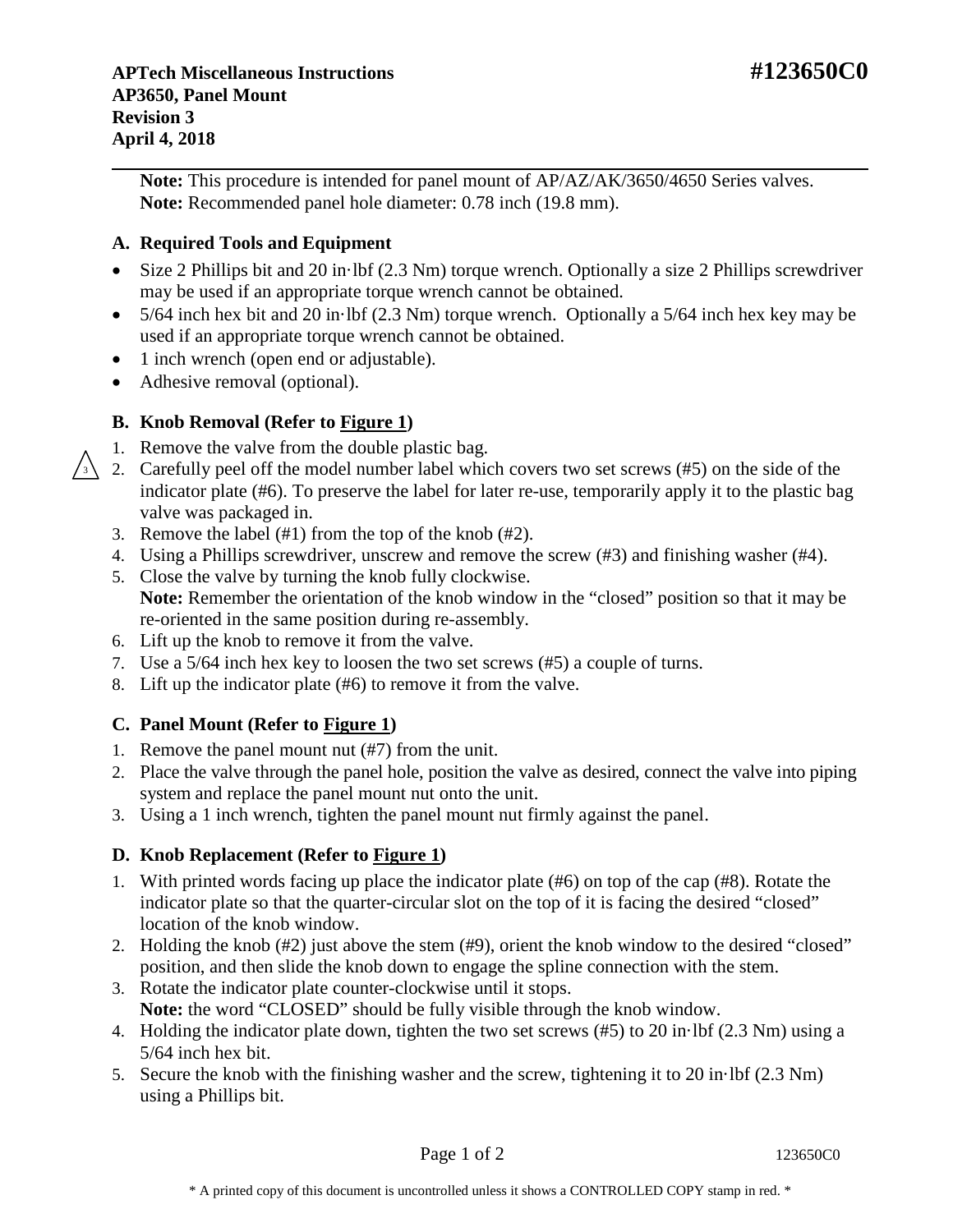**APTech Miscellaneous Instructions** **#123650C0**
**AP3650, Panel Mount**
**Revision 3**
**April 4, 2018**

---

**Note:** This procedure is intended for panel mount of AP/AZ/AK/3650/4650 Series valves.
**Note:** Recommended panel hole diameter: 0.78 inch (19.8 mm).

### A. Required Tools and Equipment

- Size 2 Phillips bit and 20 in·lbf (2.3 Nm) torque wrench. Optionally a size 2 Phillips screwdriver may be used if an appropriate torque wrench cannot be obtained.
- 5/64 inch hex bit and 20 in·lbf (2.3 Nm) torque wrench. Optionally a 5/64 inch hex key may be used if an appropriate torque wrench cannot be obtained.
- 1 inch wrench (open end or adjustable).
- Adhesive removal (optional).

### B. Knob Removal (Refer to Figure 1)

1. Remove the valve from the double plastic bag.
2. Carefully peel off the model number label which covers two set screws (#5) on the side of the indicator plate (#6). To preserve the label for later re-use, temporarily apply it to the plastic bag valve was packaged in.
3. Remove the label (#1) from the top of the knob (#2).
4. Using a Phillips screwdriver, unscrew and remove the screw (#3) and finishing washer (#4).
5. Close the valve by turning the knob fully clockwise.
   **Note:** Remember the orientation of the knob window in the "closed" position so that it may be re-oriented in the same position during re-assembly.
6. Lift up the knob to remove it from the valve.
7. Use a 5/64 inch hex key to loosen the two set screws (#5) a couple of turns.
8. Lift up the indicator plate (#6) to remove it from the valve.

### C. Panel Mount (Refer to Figure 1)

1. Remove the panel mount nut (#7) from the unit.
2. Place the valve through the panel hole, position the valve as desired, connect the valve into piping system and replace the panel mount nut onto the unit.
3. Using a 1 inch wrench, tighten the panel mount nut firmly against the panel.

### D. Knob Replacement (Refer to Figure 1)

1. With printed words facing up place the indicator plate (#6) on top of the cap (#8). Rotate the indicator plate so that the quarter-circular slot on the top of it is facing the desired "closed" location of the knob window.
2. Holding the knob (#2) just above the stem (#9), orient the knob window to the desired "closed" position, and then slide the knob down to engage the spline connection with the stem.
3. Rotate the indicator plate counter-clockwise until it stops.
   **Note:** the word "CLOSED" should be fully visible through the knob window.
4. Holding the indicator plate down, tighten the two set screws (#5) to 20 in·lbf (2.3 Nm) using a 5/64 inch hex bit.
5. Secure the knob with the finishing washer and the screw, tightening it to 20 in·lbf (2.3 Nm) using a Phillips bit.

\* A printed copy of this document is uncontrolled unless it shows a CONTROLLED COPY stamp in red. \*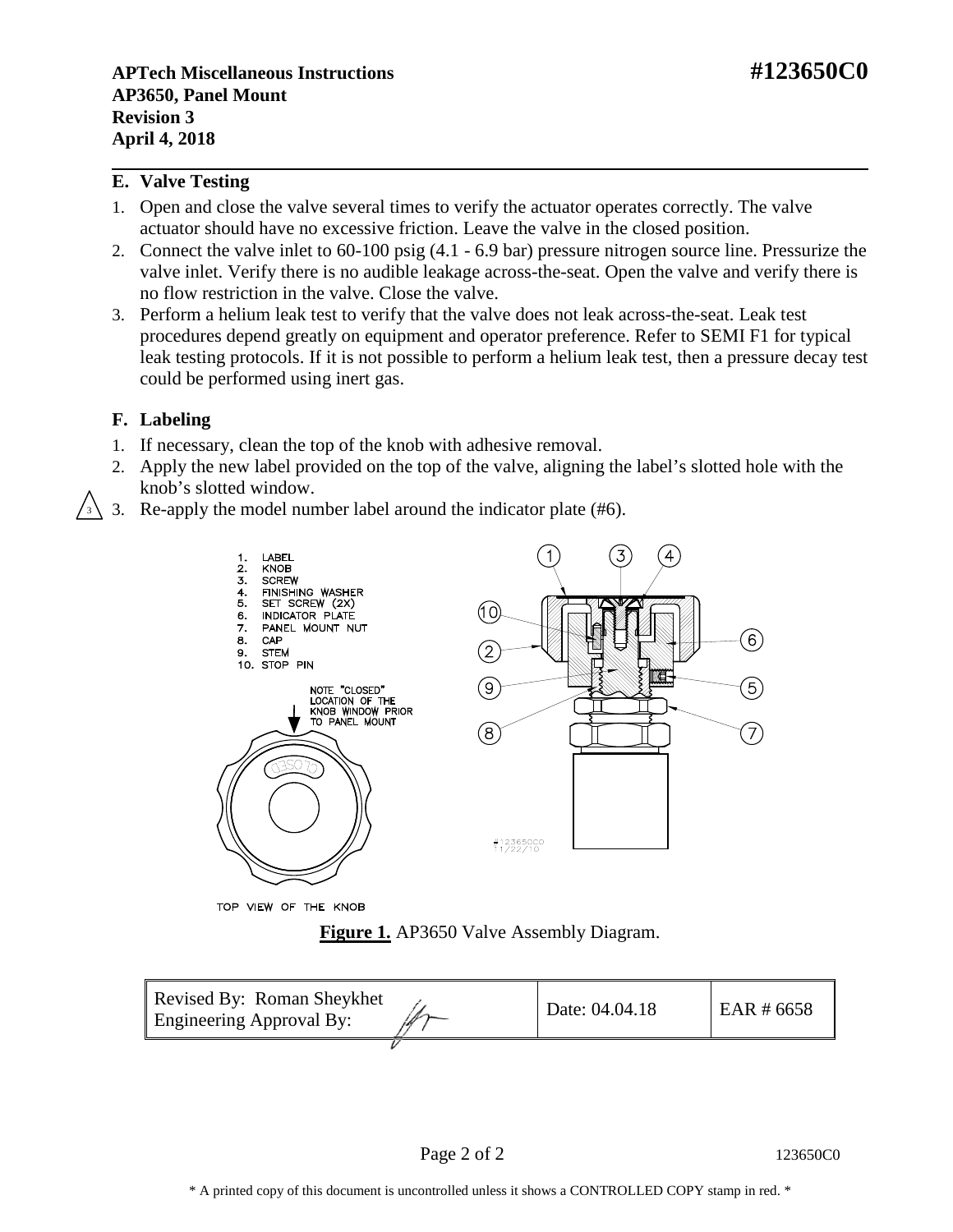**APTech Miscellaneous Instructions** **#123650C0**
**AP3650, Panel Mount**
**Revision 3**
**April 4, 2018**

## E. Valve Testing

1. Open and close the valve several times to verify the actuator operates correctly. The valve actuator should have no excessive friction. Leave the valve in the closed position.
2. Connect the valve inlet to 60-100 psig (4.1 - 6.9 bar) pressure nitrogen source line. Pressurize the valve inlet. Verify there is no audible leakage across-the-seat. Open the valve and verify there is no flow restriction in the valve. Close the valve.
3. Perform a helium leak test to verify that the valve does not leak across-the-seat. Leak test procedures depend greatly on equipment and operator preference. Refer to SEMI F1 for typical leak testing protocols. If it is not possible to perform a helium leak test, then a pressure decay test could be performed using inert gas.

## F. Labeling

1. If necessary, clean the top of the knob with adhesive removal.
2. Apply the new label provided on the top of the valve, aligning the label's slotted hole with the knob's slotted window.
3. Re-apply the model number label around the indicator plate (#6).

1. LABEL
2. KNOB
3. SCREW
4. FINISHING WASHER
5. SET SCREW (2X)
6. INDICATOR PLATE
7. PANEL MOUNT NUT
8. CAP
9. STEM
10. STOP PIN

NOTE "CLOSED" LOCATION OF THE KNOB WINDOW PRIOR TO PANEL MOUNT

CLOSED

TOP VIEW OF THE KNOB

#123650C0
11/22/10

**Figure 1.** AP3650 Valve Assembly Diagram.

| | | |
|---|---|---|
| Revised By: Roman Sheykhet<br>Engineering Approval By: | Date: 04.04.18 | EAR # 6658 |

\* A printed copy of this document is uncontrolled unless it shows a CONTROLLED COPY stamp in red. \*